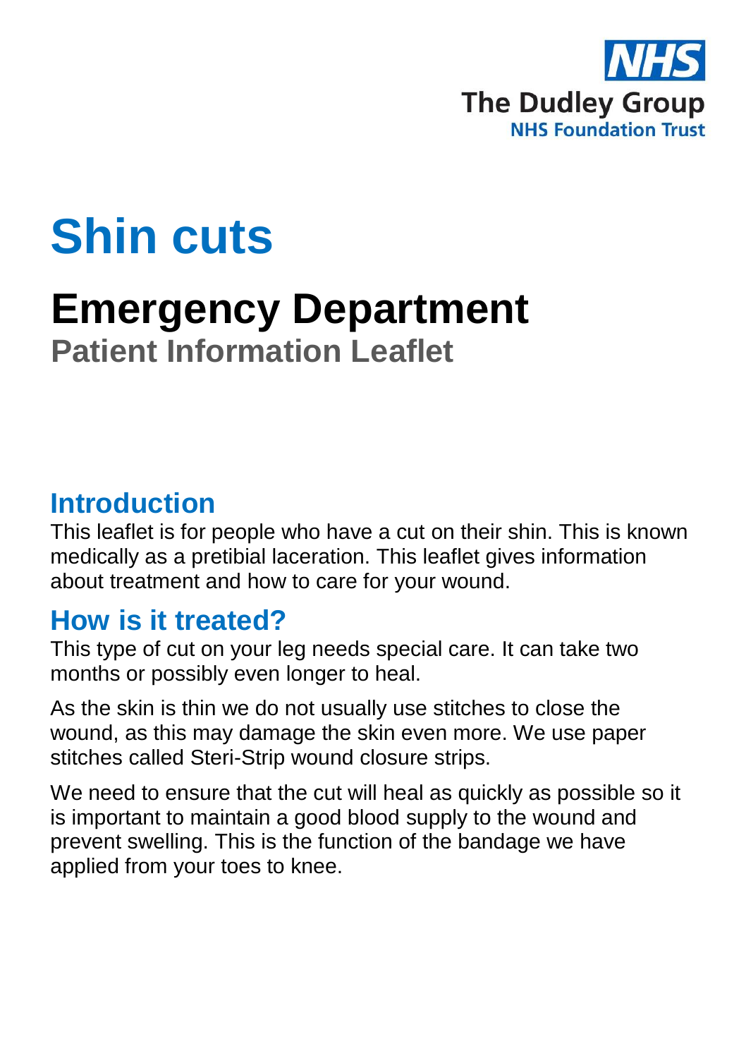NHS
The Dudley Group
NHS Foundation Trust

# Shin cuts

# Emergency Department

## Patient Information Leaflet

## Introduction

This leaflet is for people who have a cut on their shin. This is known medically as a pretibial laceration. This leaflet gives information about treatment and how to care for your wound.

## How is it treated?

This type of cut on your leg needs special care. It can take two months or possibly even longer to heal.

As the skin is thin we do not usually use stitches to close the wound, as this may damage the skin even more. We use paper stitches called Steri-Strip wound closure strips.

We need to ensure that the cut will heal as quickly as possible so it is important to maintain a good blood supply to the wound and prevent swelling. This is the function of the bandage we have applied from your toes to knee.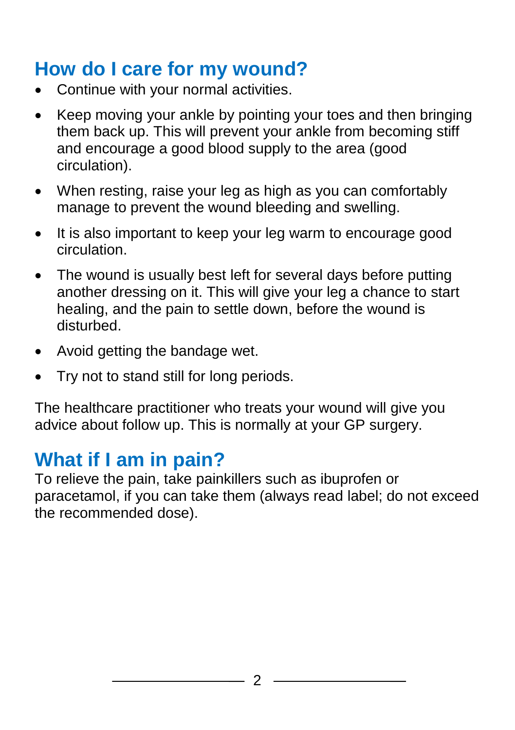## How do I care for my wound?

- Continue with your normal activities.
- Keep moving your ankle by pointing your toes and then bringing them back up. This will prevent your ankle from becoming stiff and encourage a good blood supply to the area (good circulation).
- When resting, raise your leg as high as you can comfortably manage to prevent the wound bleeding and swelling.
- It is also important to keep your leg warm to encourage good circulation.
- The wound is usually best left for several days before putting another dressing on it. This will give your leg a chance to start healing, and the pain to settle down, before the wound is disturbed.
- Avoid getting the bandage wet.
- Try not to stand still for long periods.

The healthcare practitioner who treats your wound will give you advice about follow up. This is normally at your GP surgery.

## What if I am in pain?

To relieve the pain, take painkillers such as ibuprofen or paracetamol, if you can take them (always read label; do not exceed the recommended dose).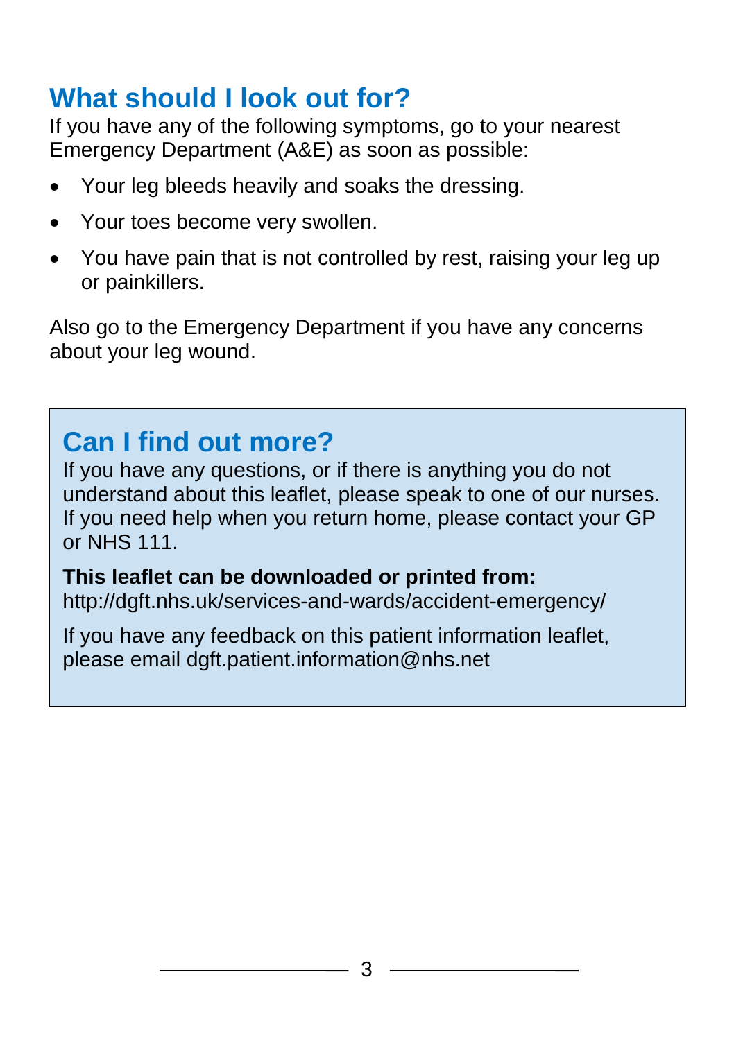## What should I look out for?

If you have any of the following symptoms, go to your nearest Emergency Department (A&E) as soon as possible:

- Your leg bleeds heavily and soaks the dressing.
- Your toes become very swollen.
- You have pain that is not controlled by rest, raising your leg up or painkillers.

Also go to the Emergency Department if you have any concerns about your leg wound.

## Can I find out more?

If you have any questions, or if there is anything you do not understand about this leaflet, please speak to one of our nurses. If you need help when you return home, please contact your GP or NHS 111.

**This leaflet can be downloaded or printed from:**
http://dgft.nhs.uk/services-and-wards/accident-emergency/

If you have any feedback on this patient information leaflet, please email dgft.patient.information@nhs.net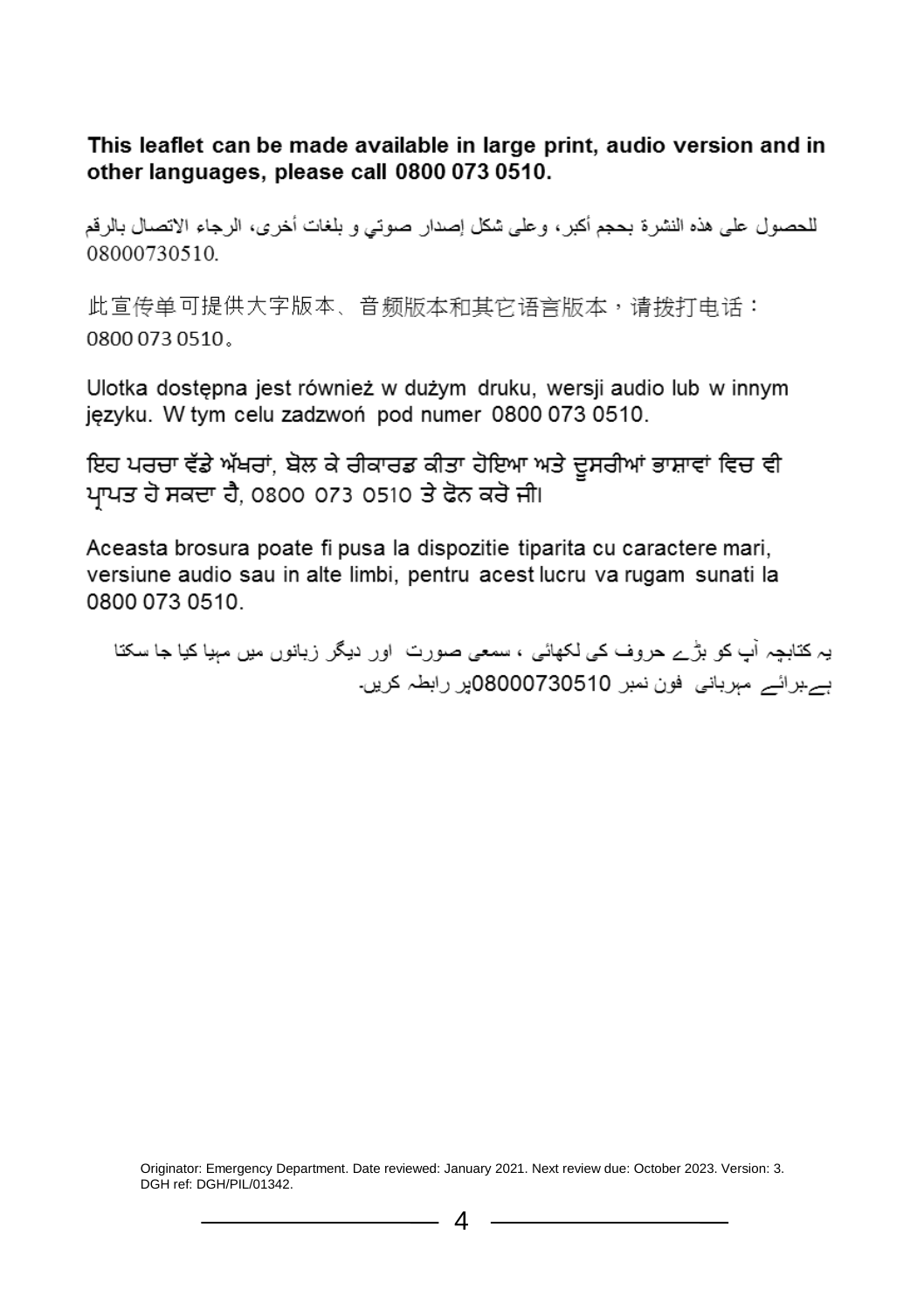**This leaflet can be made available in large print, audio version and in other languages, please call 0800 073 0510.**

للحصول على هذه النشرة بحجم أكبر، وعلى شكل إصدار صوتي و بلغات أخرى، الرجاء الاتصال بالرقم 08000730510.

此宣传单可提供大字版本、音频版本和其它语言版本，请拨打电话：0800 073 0510。

Ulotka dostępna jest również w dużym druku, wersji audio lub w innym języku. W tym celu zadzwoń pod numer 0800 073 0510.

ਇਹ ਪਰਚਾ ਵੱਡੇ ਅੱਖਰਾਂ, ਬੋਲ ਕੇ ਰੀਕਾਰਡ ਕੀਤਾ ਹੋਇਆ ਅਤੇ ਦੂਸਰੀਆਂ ਭਾਸ਼ਾਵਾਂ ਵਿਚ ਵੀ ਪ੍ਰਾਪਤ ਹੋ ਸਕਦਾ ਹੈ, 0800 073 0510 ਤੇ ਫੋਨ ਕਰੋ ਜੀ।

Aceasta brosura poate fi pusa la dispozitie tiparita cu caractere mari, versiune audio sau in alte limbi, pentru acest lucru va rugam sunati la 0800 073 0510.

یہ کتابچہ آپ کو بڑے حروف کی لکھائی ، سمعی صورت اور دیگر زبانوں میں مہیا کیا جا سکتا ہے۔برائے مہربانی فون نمبر 08000730510پر رابطہ کریں۔

Originator: Emergency Department. Date reviewed: January 2021. Next review due: October 2023. Version: 3. DGH ref: DGH/PIL/01342.